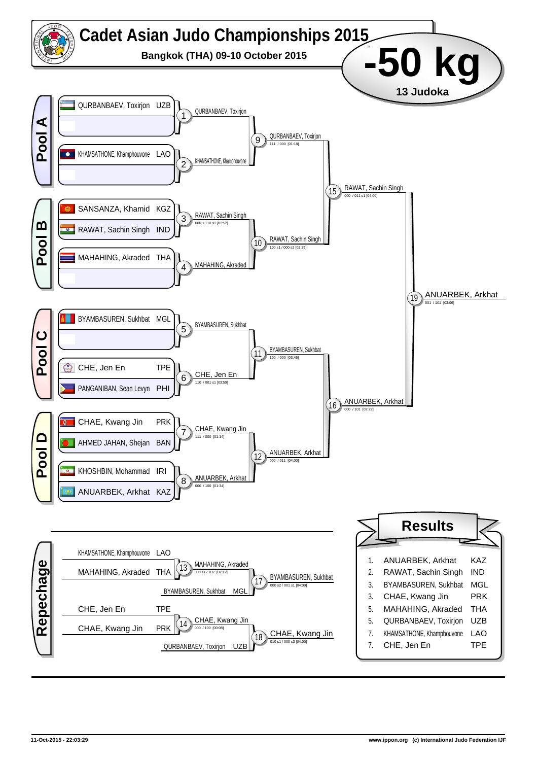# Cadet Asian Judo Championships 2015

**Bangkok (THA) 09-10 October 2015**

# -50 kg

**13 Judoka**

## Pool A

- QURBANBAEV, Toxirjon UZB
- KHAMSATHONE, Khamphouvone LAO

| Match | Winner | Score |
|---|---|---|
| 1 | QURBANBAEV, Toxirjon | |
| 2 | KHAMSATHONE, Khamphouvone | |
| 9 | QURBANBAEV, Toxirjon | 111 / 000 [01:18] |

## Pool B

- SANSANZA, Khamid KGZ
- RAWAT, Sachin Singh IND
- MAHAHING, Akraded THA

| Match | Winner | Score |
|---|---|---|
| 3 | RAWAT, Sachin Singh | 000 / 110 s1 [01:52] |
| 4 | MAHAHING, Akraded | |
| 10 | RAWAT, Sachin Singh | 100 s1 / 000 s2 [02:29] |

## Pool C

- BYAMBASUREN, Sukhbat MGL
- CHE, Jen En TPE
- PANGANIBAN, Sean Levyn PHI

| Match | Winner | Score |
|---|---|---|
| 5 | BYAMBASUREN, Sukhbat | |
| 6 | CHE, Jen En | 110 / 001 s1 [03:59] |
| 11 | BYAMBASUREN, Sukhbat | 100 / 000 [03:45] |

## Pool D

- CHAE, Kwang Jin PRK
- AHMED JAHAN, Shejan BAN
- KHOSHBIN, Mohammad IRI
- ANUARBEK, Arkhat KAZ

| Match | Winner | Score |
|---|---|---|
| 7 | CHAE, Kwang Jin | 111 / 000 [01:14] |
| 8 | ANUARBEK, Arkhat | 000 / 100 [01:34] |
| 12 | ANUARBEK, Arkhat | 000 / 011 [04:00] |

## Semi-finals and Final

| Match | Winner | Score |
|---|---|---|
| 15 | RAWAT, Sachin Singh | 000 / 011 s1 [04:00] |
| 16 | ANUARBEK, Arkhat | 000 / 101 [02:22] |
| 19 | ANUARBEK, Arkhat | 001 / 101 [03:09] |

## Repechage

| Match | Competitors | Winner | Score |
|---|---|---|---|
| 13 | KHAMSATHONE, Khamphouvone LAO vs MAHAHING, Akraded THA | MAHAHING, Akraded | 000 s1 / 102 [02:12] |
| 17 | MAHAHING, Akraded vs BYAMBASUREN, Sukhbat MGL | BYAMBASUREN, Sukhbat | 000 s2 / 001 s1 [04:00] |
| 14 | CHE, Jen En TPE vs CHAE, Kwang Jin PRK | CHAE, Kwang Jin | 000 / 100 [00:08] |
| 18 | CHAE, Kwang Jin vs QURBANBAEV, Toxirjon UZB | CHAE, Kwang Jin | 010 s1 / 000 s3 [04:00] |

## Results

| Place | Name | Country |
|---|---|---|
| 1. | ANUARBEK, Arkhat | KAZ |
| 2. | RAWAT, Sachin Singh | IND |
| 3. | BYAMBASUREN, Sukhbat | MGL |
| 3. | CHAE, Kwang Jin | PRK |
| 5. | MAHAHING, Akraded | THA |
| 5. | QURBANBAEV, Toxirjon | UZB |
| 7. | KHAMSATHONE, Khamphouvone | LAO |
| 7. | CHE, Jen En | TPE |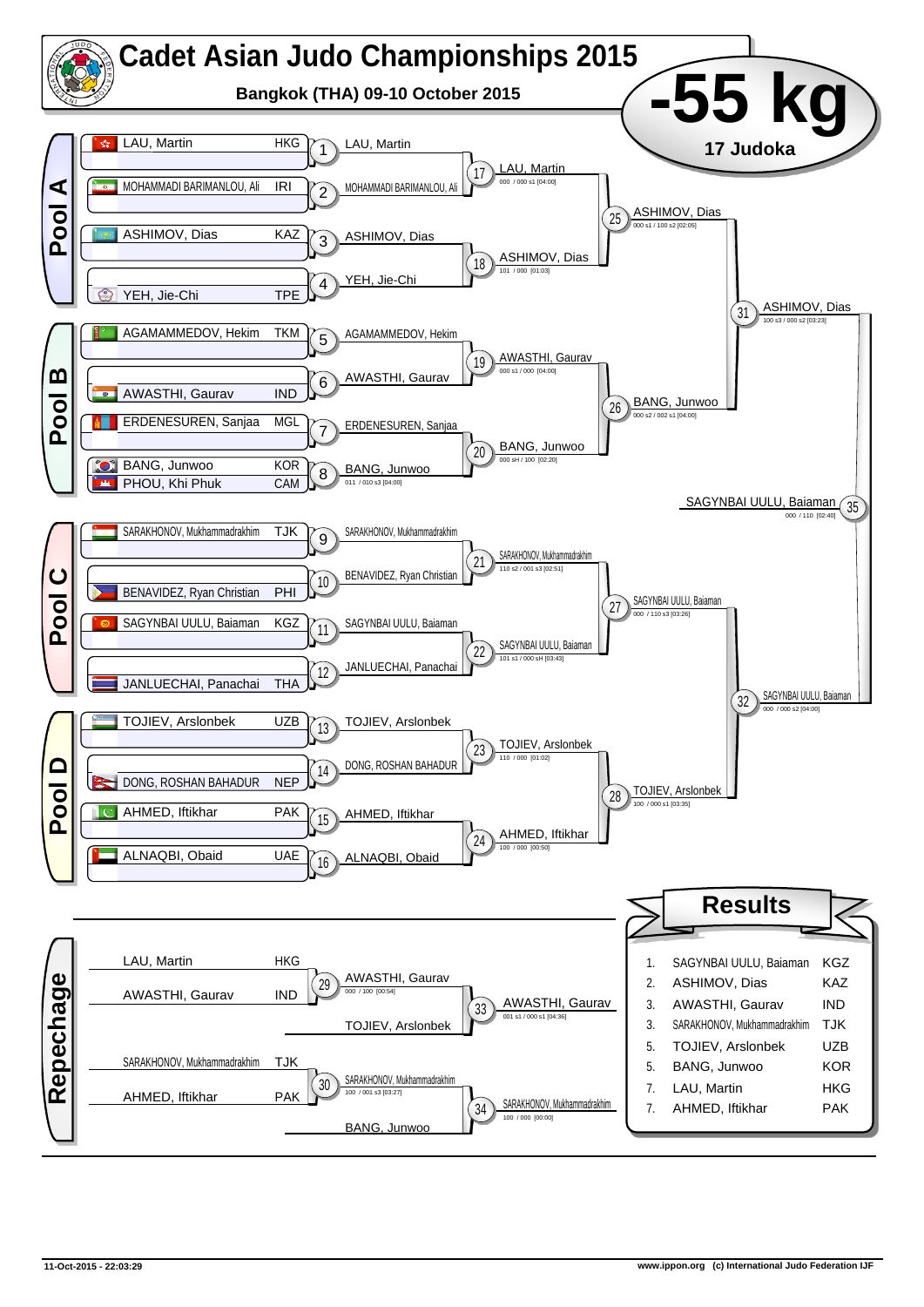# Cadet Asian Judo Championships 2015

**Bangkok (THA) 09-10 October 2015**

# -55 kg

**17 Judoka**

## Pool A

| Name | Country |
| --- | --- |
| LAU, Martin | HKG |
| MOHAMMADI BARIMANLOU, Ali | IRI |
| ASHIMOV, Dias | KAZ |
| YEH, Jie-Chi | TPE |

- 1: LAU, Martin
- 2: MOHAMMADI BARIMANLOU, Ali
- 3: ASHIMOV, Dias
- 4: YEH, Jie-Chi
- 17: LAU, Martin — 000 / 000 s1 [04:00]
- 18: ASHIMOV, Dias — 101 / 000 [01:03]
- 25: ASHIMOV, Dias — 000 s1 / 100 s2 [02:05]

## Pool B

| Name | Country |
| --- | --- |
| AGAMAMMEDOV, Hekim | TKM |
| AWASTHI, Gaurav | IND |
| ERDENESUREN, Sanjaa | MGL |
| BANG, Junwoo | KOR |
| PHOU, Khi Phuk | CAM |

- 5: AGAMAMMEDOV, Hekim
- 6: AWASTHI, Gaurav
- 7: ERDENESUREN, Sanjaa
- 8: BANG, Junwoo — 011 / 010 s3 [04:00]
- 19: AWASTHI, Gaurav — 000 s1 / 000 [04:00]
- 20: BANG, Junwoo — 000 sH / 100 [02:20]
- 26: BANG, Junwoo — 000 s2 / 002 s1 [04:00]
- 31: ASHIMOV, Dias — 100 s3 / 000 s2 [03:23]

## Pool C

| Name | Country |
| --- | --- |
| SARAKHONOV, Mukhammadrakhim | TJK |
| BENAVIDEZ, Ryan Christian | PHI |
| SAGYNBAI UULU, Baiaman | KGZ |
| JANLUECHAI, Panachai | THA |

- 9: SARAKHONOV, Mukhammadrakhim
- 10: BENAVIDEZ, Ryan Christian
- 11: SAGYNBAI UULU, Baiaman
- 12: JANLUECHAI, Panachai
- 21: SARAKHONOV, Mukhammadrakhim — 110 s2 / 001 s3 [02:51]
- 22: SAGYNBAI UULU, Baiaman — 101 s1 / 000 sH [03:43]
- 27: SAGYNBAI UULU, Baiaman — 000 / 110 s3 [03:26]

## Pool D

| Name | Country |
| --- | --- |
| TOJIEV, Arslonbek | UZB |
| DONG, ROSHAN BAHADUR | NEP |
| AHMED, Iftikhar | PAK |
| ALNAQBI, Obaid | UAE |

- 13: TOJIEV, Arslonbek
- 14: DONG, ROSHAN BAHADUR
- 15: AHMED, Iftikhar
- 16: ALNAQBI, Obaid
- 23: TOJIEV, Arslonbek — 110 / 000 [01:02]
- 24: AHMED, Iftikhar — 100 / 000 [00:50]
- 28: TOJIEV, Arslonbek — 100 / 000 s1 [03:35]
- 32: SAGYNBAI UULU, Baiaman — 000 / 000 s2 [04:00]

## Final

- 35: SAGYNBAI UULU, Baiaman — 000 / 110 [02:40]

## Repechage

| Name | Country |
| --- | --- |
| LAU, Martin | HKG |
| AWASTHI, Gaurav | IND |
| SARAKHONOV, Mukhammadrakhim | TJK |
| AHMED, Iftikhar | PAK |

- 29: AWASTHI, Gaurav — 000 / 100 [00:54]
- 30: SARAKHONOV, Mukhammadrakhim — 100 / 001 s3 [03:27]
- 33: AWASTHI, Gaurav — 001 s1 / 000 s1 [04:36] (vs TOJIEV, Arslonbek)
- 34: SARAKHONOV, Mukhammadrakhim — 100 / 000 [00:00] (vs BANG, Junwoo)

## Results

| Place | Name | Country |
| --- | --- | --- |
| 1. | SAGYNBAI UULU, Baiaman | KGZ |
| 2. | ASHIMOV, Dias | KAZ |
| 3. | AWASTHI, Gaurav | IND |
| 3. | SARAKHONOV, Mukhammadrakhim | TJK |
| 5. | TOJIEV, Arslonbek | UZB |
| 5. | BANG, Junwoo | KOR |
| 7. | LAU, Martin | HKG |
| 7. | AHMED, Iftikhar | PAK |

11-Oct-2015 - 22:03:29 — www.ippon.org (c) International Judo Federation IJF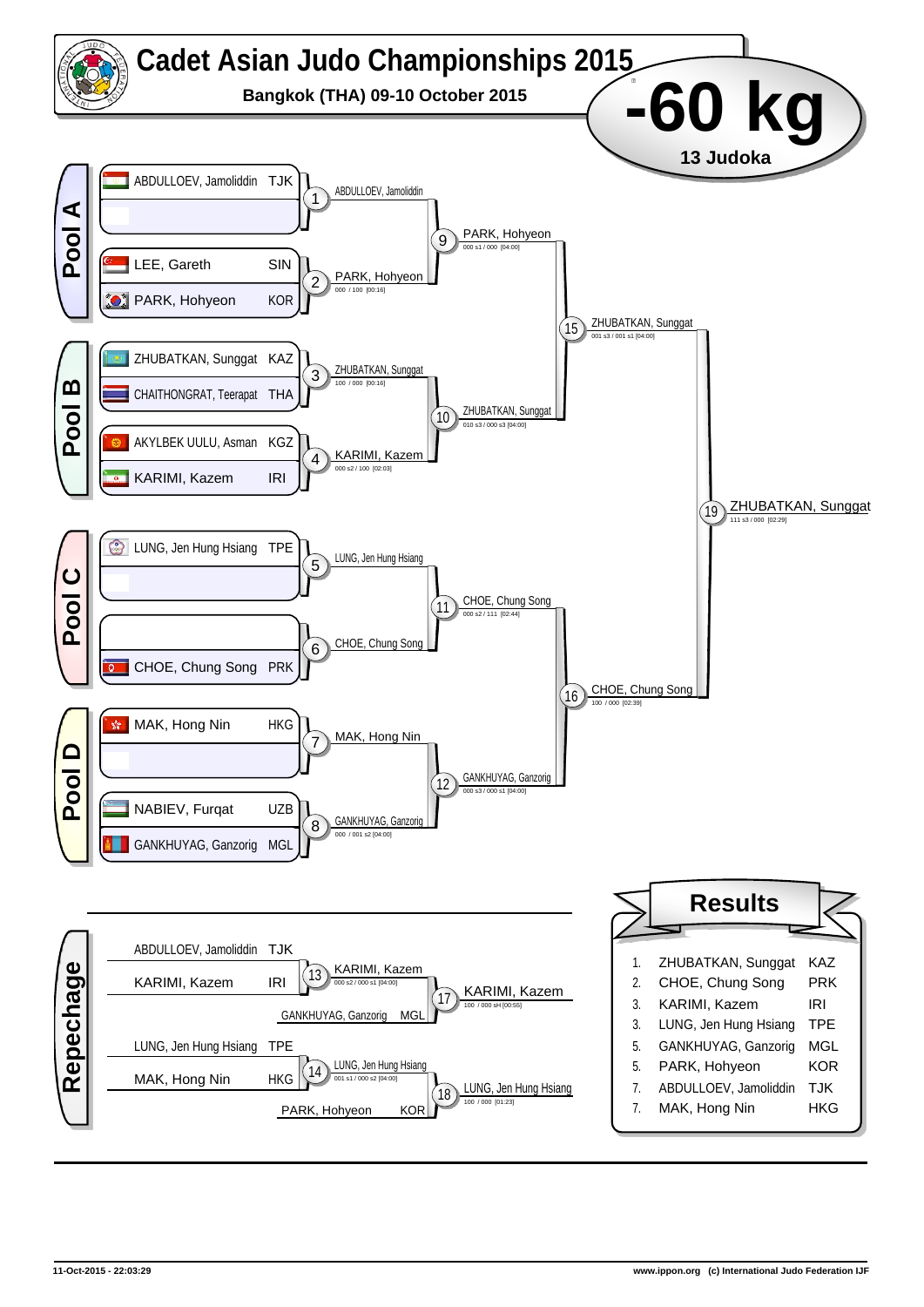# Cadet Asian Judo Championships 2015

**Bangkok (THA) 09-10 October 2015**

# -60 kg

**13 Judoka**

## Pool A

- ABDULLOEV, Jamoliddin TJK
- (empty)
- LEE, Gareth SIN
- PARK, Hohyeon KOR

| Contest | Winner | Score |
|---|---|---|
| 1 | ABDULLOEV, Jamoliddin | |
| 2 | PARK, Hohyeon | 000 / 100 [00:16] |
| 9 | PARK, Hohyeon | 000 s1 / 000 [04:00] |

## Pool B

- ZHUBATKAN, Sunggat KAZ
- CHAITHONGRAT, Teerapat THA
- AKYLBEK UULU, Asman KGZ
- KARIMI, Kazem IRI

| Contest | Winner | Score |
|---|---|---|
| 3 | ZHUBATKAN, Sunggat | 100 / 000 [00:16] |
| 4 | KARIMI, Kazem | 000 s2 / 100 [02:03] |
| 10 | ZHUBATKAN, Sunggat | 010 s3 / 000 s3 [04:00] |
| 15 | ZHUBATKAN, Sunggat | 001 s3 / 001 s1 [04:00] |

## Pool C

- LUNG, Jen Hung Hsiang TPE
- (empty)
- (empty)
- CHOE, Chung Song PRK

| Contest | Winner | Score |
|---|---|---|
| 5 | LUNG, Jen Hung Hsiang | |
| 6 | CHOE, Chung Song | |
| 11 | CHOE, Chung Song | 000 s2 / 111 [02:44] |

## Pool D

- MAK, Hong Nin HKG
- (empty)
- NABIEV, Furqat UZB
- GANKHUYAG, Ganzorig MGL

| Contest | Winner | Score |
|---|---|---|
| 7 | MAK, Hong Nin | |
| 8 | GANKHUYAG, Ganzorig | 000 / 001 s2 [04:00] |
| 12 | GANKHUYAG, Ganzorig | 000 s3 / 000 s1 [04:00] |
| 16 | CHOE, Chung Song | 100 / 000 [02:39] |

## Final

| Contest | Winner | Score |
|---|---|---|
| 19 | ZHUBATKAN, Sunggat | 111 s3 / 000 [02:29] |

## Repechage

| Contest | Competitors | Winner | Score |
|---|---|---|---|
| 13 | ABDULLOEV, Jamoliddin TJK – KARIMI, Kazem IRI | KARIMI, Kazem | 000 s2 / 000 s1 [04:00] |
| 17 | KARIMI, Kazem – GANKHUYAG, Ganzorig MGL | KARIMI, Kazem | 100 / 000 sH [00:55] |
| 14 | LUNG, Jen Hung Hsiang TPE – MAK, Hong Nin HKG | LUNG, Jen Hung Hsiang | 001 s1 / 000 s2 [04:00] |
| 18 | LUNG, Jen Hung Hsiang – PARK, Hohyeon KOR | LUNG, Jen Hung Hsiang | 100 / 000 [01:23] |

## Results

| Rank | Name | Country |
|---|---|---|
| 1. | ZHUBATKAN, Sunggat | KAZ |
| 2. | CHOE, Chung Song | PRK |
| 3. | KARIMI, Kazem | IRI |
| 3. | LUNG, Jen Hung Hsiang | TPE |
| 5. | GANKHUYAG, Ganzorig | MGL |
| 5. | PARK, Hohyeon | KOR |
| 7. | ABDULLOEV, Jamoliddin | TJK |
| 7. | MAK, Hong Nin | HKG |

11-Oct-2015 - 22:03:29 www.ippon.org (c) International Judo Federation IJF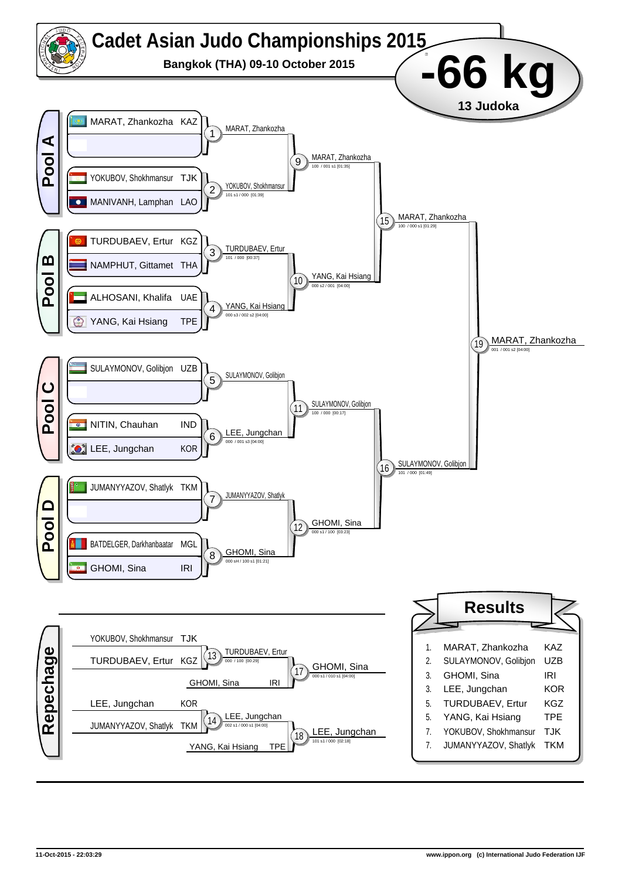# Cadet Asian Judo Championships 2015

**Bangkok (THA) 09-10 October 2015**

# -66 kg

**13 Judoka**

## Pool A

- MARAT, Zhankozha KAZ
- (empty)
- YOKUBOV, Shokhmansur TJK
- MANIVANH, Lamphan LAO

## Pool B

- TURDUBAEV, Ertur KGZ
- NAMPHUT, Gittamet THA
- ALHOSANI, Khalifa UAE
- YANG, Kai Hsiang TPE

## Pool C

- SULAYMONOV, Golibjon UZB
- (empty)
- NITIN, Chauhan IND
- LEE, Jungchan KOR

## Pool D

- JUMANYYAZOV, Shatlyk TKM
- (empty)
- BATDELGER, Darkhanbaatar MGL
- GHOMI, Sina IRI

## Contests

| Contest | Winner | Score |
|---|---|---|
| 1 | MARAT, Zhankozha | |
| 2 | YOKUBOV, Shokhmansur | 101 s1 / 000 [01:39] |
| 3 | TURDUBAEV, Ertur | 101 / 000 [00:37] |
| 4 | YANG, Kai Hsiang | 000 s3 / 002 s2 [04:00] |
| 5 | SULAYMONOV, Golibjon | |
| 6 | LEE, Jungchan | 000 / 001 s3 [04:00] |
| 7 | JUMANYYAZOV, Shatlyk | |
| 8 | GHOMI, Sina | 000 sH / 100 s1 [01:21] |
| 9 | MARAT, Zhankozha | 100 / 001 s1 [01:35] |
| 10 | YANG, Kai Hsiang | 000 s2 / 001 [04:00] |
| 11 | SULAYMONOV, Golibjon | 100 / 000 [00:17] |
| 12 | GHOMI, Sina | 000 s1 / 100 [03:23] |
| 15 | MARAT, Zhankozha | 100 / 000 s1 [01:29] |
| 16 | SULAYMONOV, Golibjon | 101 / 000 [01:49] |
| 19 | MARAT, Zhankozha | 001 / 001 s2 [04:00] |

## Repechage

| Contest | Competitors | Winner | Score |
|---|---|---|---|
| 13 | YOKUBOV, Shokhmansur TJK – TURDUBAEV, Ertur KGZ | TURDUBAEV, Ertur | 000 / 100 [00:29] |
| 17 | TURDUBAEV, Ertur – GHOMI, Sina IRI | GHOMI, Sina | 000 s1 / 010 s1 [04:00] |
| 14 | LEE, Jungchan KOR – JUMANYYAZOV, Shatlyk TKM | LEE, Jungchan | 002 s1 / 000 s1 [04:00] |
| 18 | LEE, Jungchan – YANG, Kai Hsiang TPE | LEE, Jungchan | 101 s1 / 000 [02:18] |

## Results

| Rank | Name | Nation |
|---|---|---|
| 1. | MARAT, Zhankozha | KAZ |
| 2. | SULAYMONOV, Golibjon | UZB |
| 3. | GHOMI, Sina | IRI |
| 3. | LEE, Jungchan | KOR |
| 5. | TURDUBAEV, Ertur | KGZ |
| 5. | YANG, Kai Hsiang | TPE |
| 7. | YOKUBOV, Shokhmansur | TJK |
| 7. | JUMANYYAZOV, Shatlyk | TKM |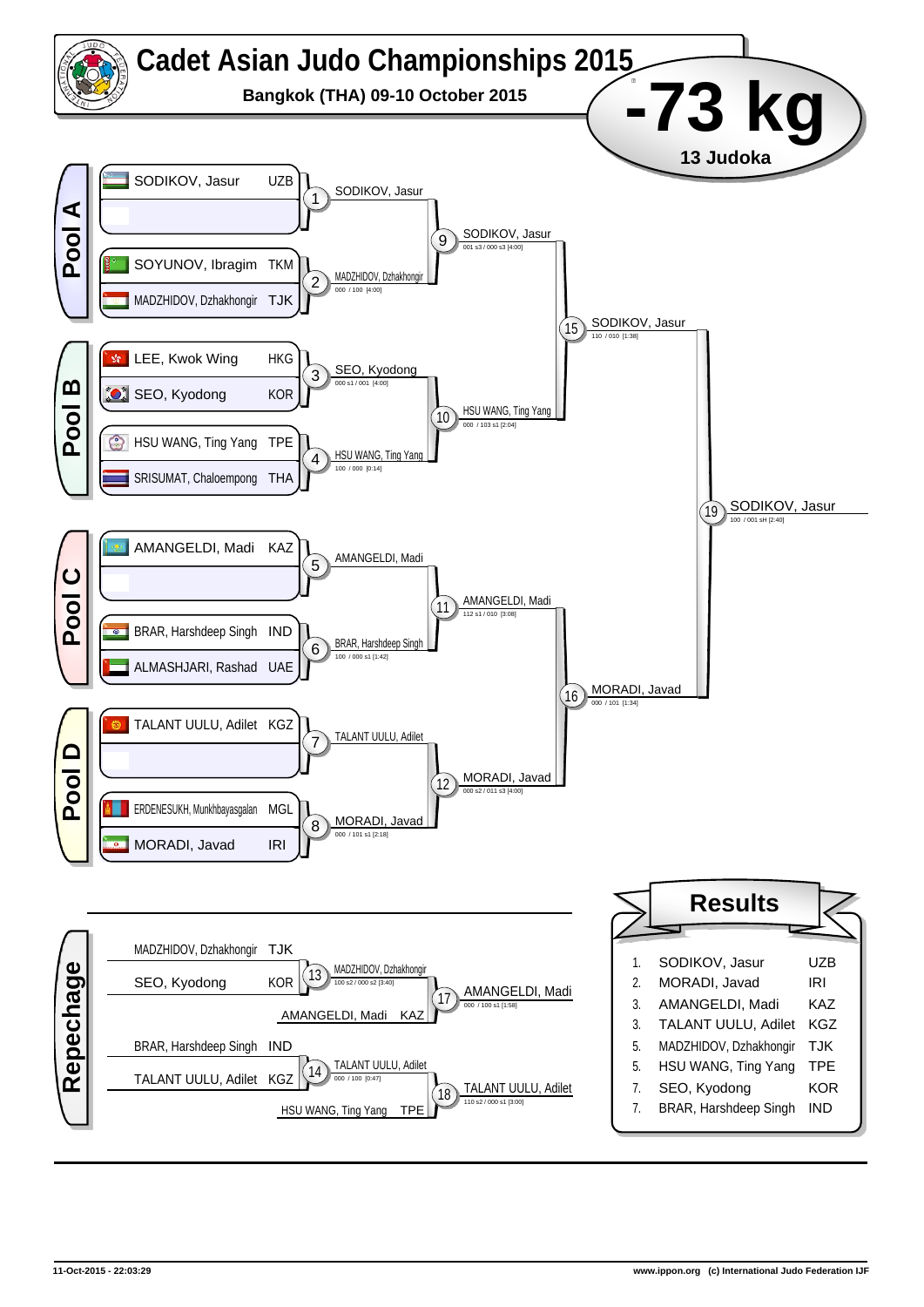# Cadet Asian Judo Championships 2015

**Bangkok (THA) 09-10 October 2015**

# -73 kg

**13 Judoka**

## Pool A

| Competitor | Country |
|---|---|
| SODIKOV, Jasur | UZB |
| | |
| SOYUNOV, Ibragim | TKM |
| MADZHIDOV, Dzhakhongir | TJK |

- 1: SODIKOV, Jasur
- 2: MADZHIDOV, Dzhakhongir — 000 / 100 [4:00]
- 9: SODIKOV, Jasur — 001 s3 / 000 s3 [4:00]

## Pool B

| Competitor | Country |
|---|---|
| LEE, Kwok Wing | HKG |
| SEO, Kyodong | KOR |
| HSU WANG, Ting Yang | TPE |
| SRISUMAT, Chaloempong | THA |

- 3: SEO, Kyodong — 000 s1 / 001 [4:00]
- 4: HSU WANG, Ting Yang — 100 / 000 [0:14]
- 10: HSU WANG, Ting Yang — 000 / 103 s1 [2:04]

- 15: SODIKOV, Jasur — 110 / 010 [1:38]

## Pool C

| Competitor | Country |
|---|---|
| AMANGELDI, Madi | KAZ |
| | |
| BRAR, Harshdeep Singh | IND |
| ALMASHJARI, Rashad | UAE |

- 5: AMANGELDI, Madi
- 6: BRAR, Harshdeep Singh — 100 / 000 s1 [1:42]
- 11: AMANGELDI, Madi — 112 s1 / 010 [3:08]

## Pool D

| Competitor | Country |
|---|---|
| TALANT UULU, Adilet | KGZ |
| | |
| ERDENESUKH, Munkhbayasgalan | MGL |
| MORADI, Javad | IRI |

- 7: TALANT UULU, Adilet
- 8: MORADI, Javad — 000 / 101 s1 [2:18]
- 12: MORADI, Javad — 000 s2 / 011 s3 [4:00]

- 16: MORADI, Javad — 000 / 101 [1:34]

## Final

- 19: SODIKOV, Jasur — 100 / 001 sH [2:40]

## Repechage

- 13: MADZHIDOV, Dzhakhongir (TJK) vs SEO, Kyodong (KOR) → MADZHIDOV, Dzhakhongir — 100 s2 / 000 s2 [3:40]
- 17: MADZHIDOV, Dzhakhongir vs AMANGELDI, Madi (KAZ) → AMANGELDI, Madi — 000 / 100 s1 [1:58]
- 14: BRAR, Harshdeep Singh (IND) vs TALANT UULU, Adilet (KGZ) → TALANT UULU, Adilet — 000 / 100 [0:47]
- 18: TALANT UULU, Adilet vs HSU WANG, Ting Yang (TPE) → TALANT UULU, Adilet — 110 s2 / 000 s1 [3:00]

## Results

| Place | Name | Country |
|---|---|---|
| 1. | SODIKOV, Jasur | UZB |
| 2. | MORADI, Javad | IRI |
| 3. | AMANGELDI, Madi | KAZ |
| 3. | TALANT UULU, Adilet | KGZ |
| 5. | MADZHIDOV, Dzhakhongir | TJK |
| 5. | HSU WANG, Ting Yang | TPE |
| 7. | SEO, Kyodong | KOR |
| 7. | BRAR, Harshdeep Singh | IND |

11-Oct-2015 - 22:03:29 www.ippon.org (c) International Judo Federation IJF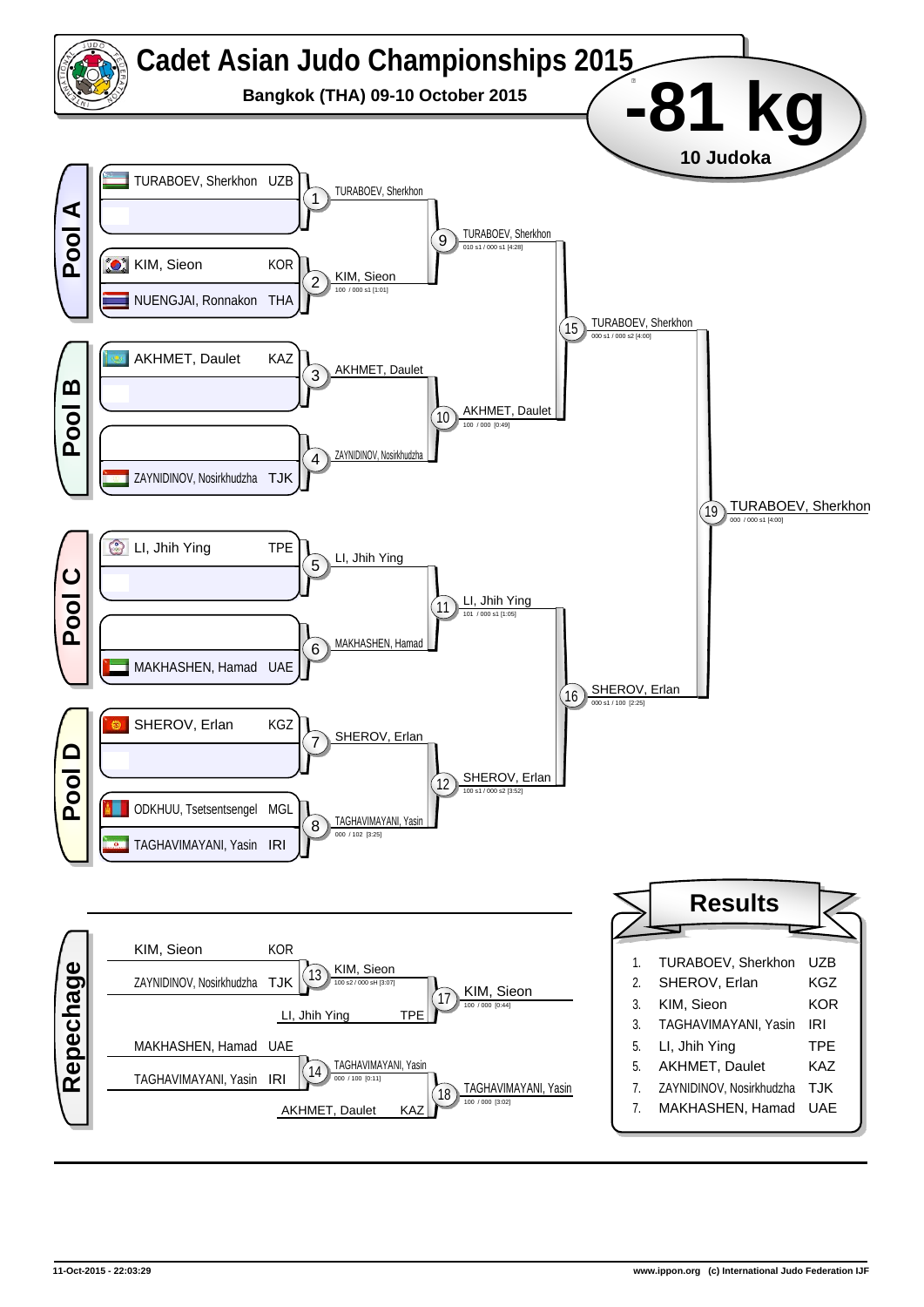# Cadet Asian Judo Championships 2015

**Bangkok (THA) 09-10 October 2015**

# -81 kg

**10 Judoka**

## Pool A

- TURABOEV, Sherkhon UZB
- KIM, Sieon KOR
- NUENGJAI, Ronnakon THA

1. TURABOEV, Sherkhon
2. KIM, Sieon — 100 / 000 s1 [1:01]
9. TURABOEV, Sherkhon — 010 s1 / 000 s1 [4:28]

## Pool B

- AKHMET, Daulet KAZ
- ZAYNIDINOV, Nosirkhudzha TJK

3. AKHMET, Daulet
4. ZAYNIDINOV, Nosirkhudzha
10. AKHMET, Daulet — 100 / 000 [0:49]

15. TURABOEV, Sherkhon — 000 s1 / 000 s2 [4:00]

## Pool C

- LI, Jhih Ying TPE
- MAKHASHEN, Hamad UAE

5. LI, Jhih Ying
6. MAKHASHEN, Hamad
11. LI, Jhih Ying — 101 / 000 s1 [1:05]

## Pool D

- SHEROV, Erlan KGZ
- ODKHUU, Tsetsentsengel MGL
- TAGHAVIMAYANI, Yasin IRI

7. SHEROV, Erlan
8. TAGHAVIMAYANI, Yasin — 000 / 102 [3:25]
12. SHEROV, Erlan — 100 s1 / 000 s2 [3:52]

16. SHEROV, Erlan — 000 s1 / 100 [2:25]

19. TURABOEV, Sherkhon — 000 / 000 s1 [4:00]

## Repechage

13. KIM, Sieon KOR vs ZAYNIDINOV, Nosirkhudzha TJK — KIM, Sieon — 100 s2 / 000 sH [3:07]
14. MAKHASHEN, Hamad UAE vs TAGHAVIMAYANI, Yasin IRI — TAGHAVIMAYANI, Yasin — 000 / 100 [0:11]
17. KIM, Sieon vs LI, Jhih Ying TPE — KIM, Sieon — 100 / 000 [0:44]
18. TAGHAVIMAYANI, Yasin vs AKHMET, Daulet KAZ — TAGHAVIMAYANI, Yasin — 100 / 000 [3:02]

## Results

| | | |
|---|---|---|
| 1. | TURABOEV, Sherkhon | UZB |
| 2. | SHEROV, Erlan | KGZ |
| 3. | KIM, Sieon | KOR |
| 3. | TAGHAVIMAYANI, Yasin | IRI |
| 5. | LI, Jhih Ying | TPE |
| 5. | AKHMET, Daulet | KAZ |
| 7. | ZAYNIDINOV, Nosirkhudzha | TJK |
| 7. | MAKHASHEN, Hamad | UAE |

11-Oct-2015 - 22:03:29 www.ippon.org (c) International Judo Federation IJF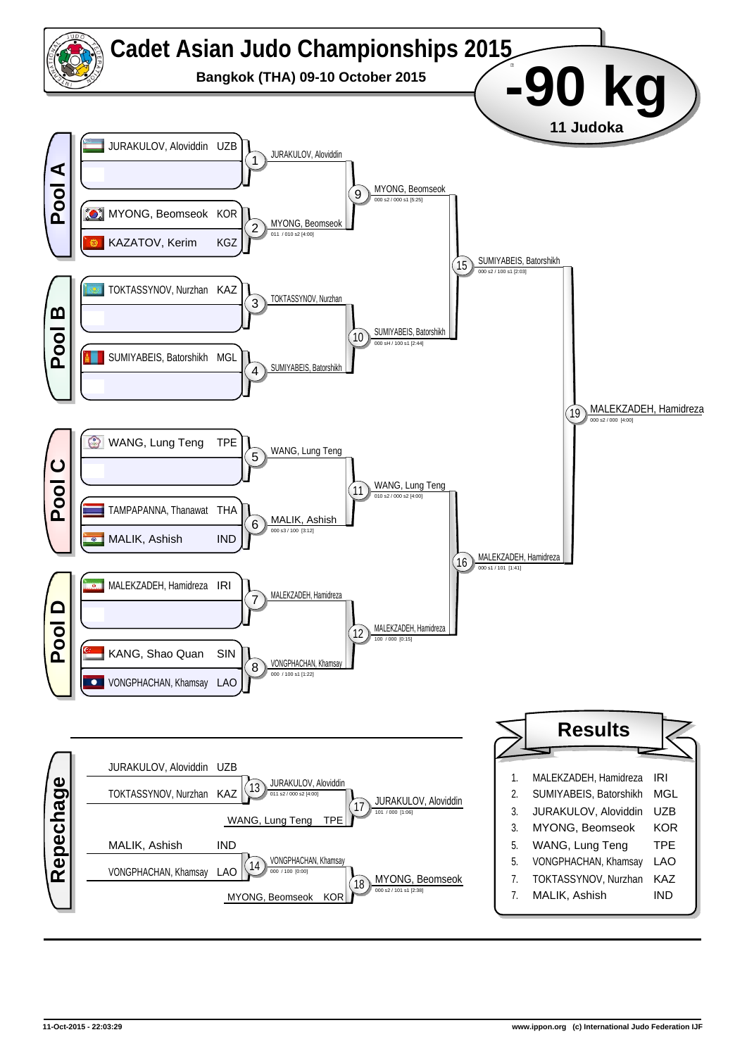# Cadet Asian Judo Championships 2015

**Bangkok (THA) 09-10 October 2015**

# -90 kg

**11 Judoka**

## Pool A

- JURAKULOV, Aloviddin UZB
- MYONG, Beomseok KOR
- KAZATOV, Kerim KGZ

## Pool B

- TOKTASSYNOV, Nurzhan KAZ
- SUMIYABEIS, Batorshikh MGL

## Pool C

- WANG, Lung Teng TPE
- TAMPAPANNA, Thanawat THA
- MALIK, Ashish IND

## Pool D

- MALEKZADEH, Hamidreza IRI
- KANG, Shao Quan SIN
- VONGPHACHAN, Khamsay LAO

## Main Draw

| Contest | Winner | Score |
|---|---|---|
| 1 | JURAKULOV, Aloviddin | |
| 2 | MYONG, Beomseok | 011 / 010 s2 [4:00] |
| 3 | TOKTASSYNOV, Nurzhan | |
| 4 | SUMIYABEIS, Batorshikh | |
| 5 | WANG, Lung Teng | |
| 6 | MALIK, Ashish | 000 s3 / 100 [3:12] |
| 7 | MALEKZADEH, Hamidreza | |
| 8 | VONGPHACHAN, Khamsay | 000 / 100 s1 [1:22] |
| 9 | MYONG, Beomseok | 000 s2 / 000 s1 [5:25] |
| 10 | SUMIYABEIS, Batorshikh | 000 sH / 100 s1 [2:44] |
| 11 | WANG, Lung Teng | 010 s2 / 000 s2 [4:00] |
| 12 | MALEKZADEH, Hamidreza | 100 / 000 [0:15] |
| 15 | SUMIYABEIS, Batorshikh | 000 s2 / 100 s1 [2:03] |
| 16 | MALEKZADEH, Hamidreza | 000 s1 / 101 [1:41] |
| 19 | MALEKZADEH, Hamidreza | 000 s2 / 000 [4:00] |

## Repechage

| Contest | Competitors | Winner | Score |
|---|---|---|---|
| 13 | JURAKULOV, Aloviddin UZB – TOKTASSYNOV, Nurzhan KAZ | JURAKULOV, Aloviddin | 011 s2 / 000 s2 [4:00] |
| 17 | JURAKULOV, Aloviddin – WANG, Lung Teng TPE | JURAKULOV, Aloviddin | 101 / 000 [1:06] |
| 14 | MALIK, Ashish IND – VONGPHACHAN, Khamsay LAO | VONGPHACHAN, Khamsay | 000 / 100 [0:00] |
| 18 | VONGPHACHAN, Khamsay – MYONG, Beomseok KOR | MYONG, Beomseok | 000 s2 / 101 s1 [2:38] |

## Results

| Rank | Name | Nation |
|---|---|---|
| 1. | MALEKZADEH, Hamidreza | IRI |
| 2. | SUMIYABEIS, Batorshikh | MGL |
| 3. | JURAKULOV, Aloviddin | UZB |
| 3. | MYONG, Beomseok | KOR |
| 5. | WANG, Lung Teng | TPE |
| 5. | VONGPHACHAN, Khamsay | LAO |
| 7. | TOKTASSYNOV, Nurzhan | KAZ |
| 7. | MALIK, Ashish | IND |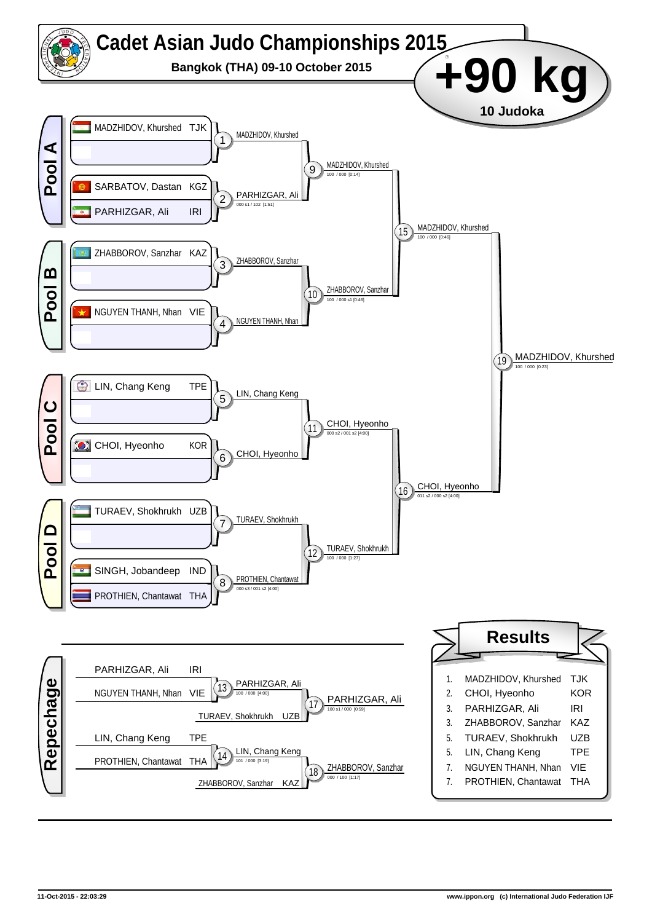# Cadet Asian Judo Championships 2015

**Bangkok (THA) 09-10 October 2015**

# +90 kg

**10 Judoka**

## Pool A

MADZHIDOV, Khurshed TJK

SARBATOV, Dastan KGZ

PARHIZGAR, Ali IRI

1 MADZHIDOV, Khurshed

2 PARHIZGAR, Ali 000 s1 / 102 [1:51]

9 MADZHIDOV, Khurshed 100 / 000 [0:14]

## Pool B

ZHABBOROV, Sanzhar KAZ

NGUYEN THANH, Nhan VIE

3 ZHABBOROV, Sanzhar

4 NGUYEN THANH, Nhan

10 ZHABBOROV, Sanzhar 100 / 000 s1 [0:46]

15 MADZHIDOV, Khurshed 100 / 000 [0:46]

## Pool C

LIN, Chang Keng TPE

CHOI, Hyeonho KOR

5 LIN, Chang Keng

6 CHOI, Hyeonho

11 CHOI, Hyeonho 000 s2 / 001 s2 [4:00]

## Pool D

TURAEV, Shokhrukh UZB

SINGH, Jobandeep IND

PROTHIEN, Chantawat THA

7 TURAEV, Shokhrukh

8 PROTHIEN, Chantawat 000 s3 / 001 s2 [4:00]

12 TURAEV, Shokhrukh 100 / 000 [1:27]

16 CHOI, Hyeonho 011 s2 / 000 s2 [4:00]

19 MADZHIDOV, Khurshed 100 / 000 [0:23]

## Repechage

PARHIZGAR, Ali IRI

NGUYEN THANH, Nhan VIE

13 PARHIZGAR, Ali 100 / 000 [4:00]

TURAEV, Shokhrukh UZB

17 PARHIZGAR, Ali 100 s1 / 000 [0:59]

LIN, Chang Keng TPE

PROTHIEN, Chantawat THA

14 LIN, Chang Keng 101 / 000 [3:19]

ZHABBOROV, Sanzhar KAZ

18 ZHABBOROV, Sanzhar 000 / 100 [1:17]

## Results

| | | |
|---|---|---|
| 1. | MADZHIDOV, Khurshed | TJK |
| 2. | CHOI, Hyeonho | KOR |
| 3. | PARHIZGAR, Ali | IRI |
| 3. | ZHABBOROV, Sanzhar | KAZ |
| 5. | TURAEV, Shokhrukh | UZB |
| 5. | LIN, Chang Keng | TPE |
| 7. | NGUYEN THANH, Nhan | VIE |
| 7. | PROTHIEN, Chantawat | THA |

11-Oct-2015 - 22:03:29 www.ippon.org (c) International Judo Federation IJF